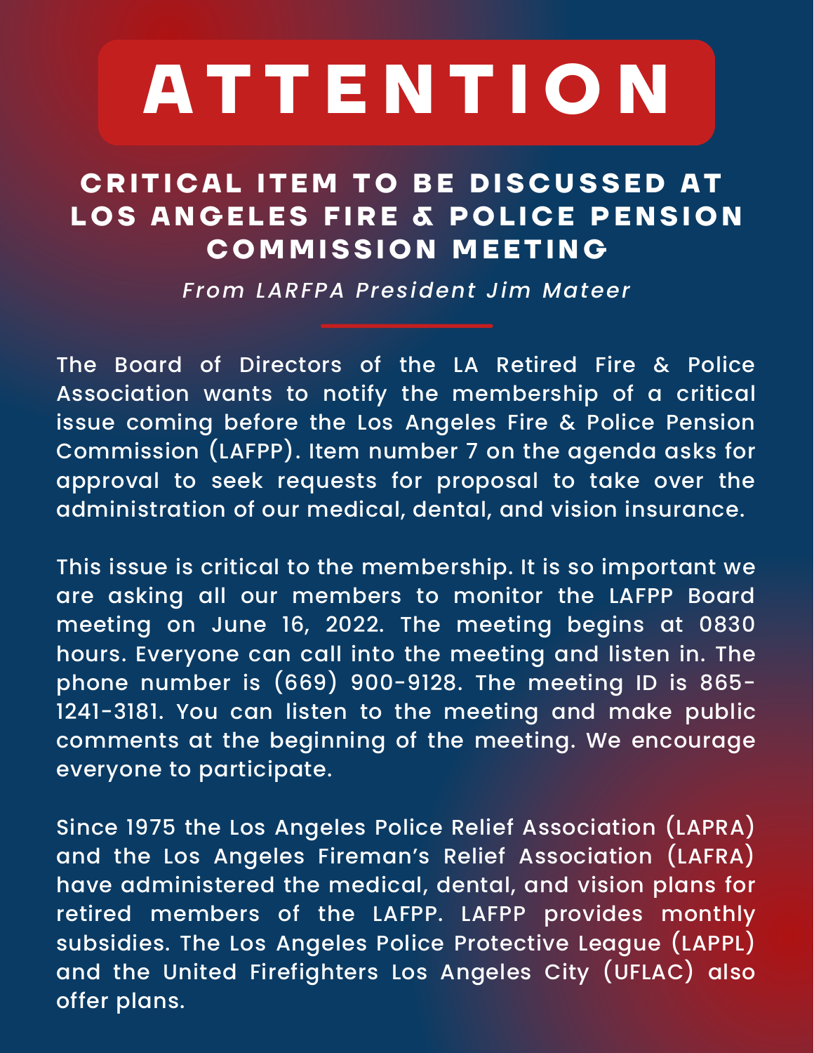# ATTENTION

## CRITICAL ITEM TO BE DISCUSSED AT LOS ANGELES FIRE & POLICE PENSION COMMISSION MEETING

*From LARFPA President Jim Mateer*

The Board of Directors of the LA Retired Fire & Police Association wants to notify the membership of a critical issue coming before the Los Angeles Fire & Police Pension Commission (LAFPP). Item number 7 on the agenda asks for approval to seek requests for proposal to take over the administration of our medical, dental, and vision insurance.

This issue is critical to the membership. It is so important we are asking all our members to monitor the LAFPP Board meeting on June 16, 2022. The meeting begins at 0830 hours. Everyone can call into the meeting and listen in. The phone number is (669) 900-9128. The meeting ID is 865-1241-3181. You can listen to the meeting and make public comments at the beginning of the meeting. We encourage everyone to participate.

Since 1975 the Los Angeles Police Relief Association (LAPRA) and the Los Angeles Fireman's Relief Association (LAFRA) have administered the medical, dental, and vision plans for retired members of the LAFPP. LAFPP provides monthly subsidies. The Los Angeles Police Protective League (LAPPL) and the United Firefighters Los Angeles City (UFLAC) also offer plans.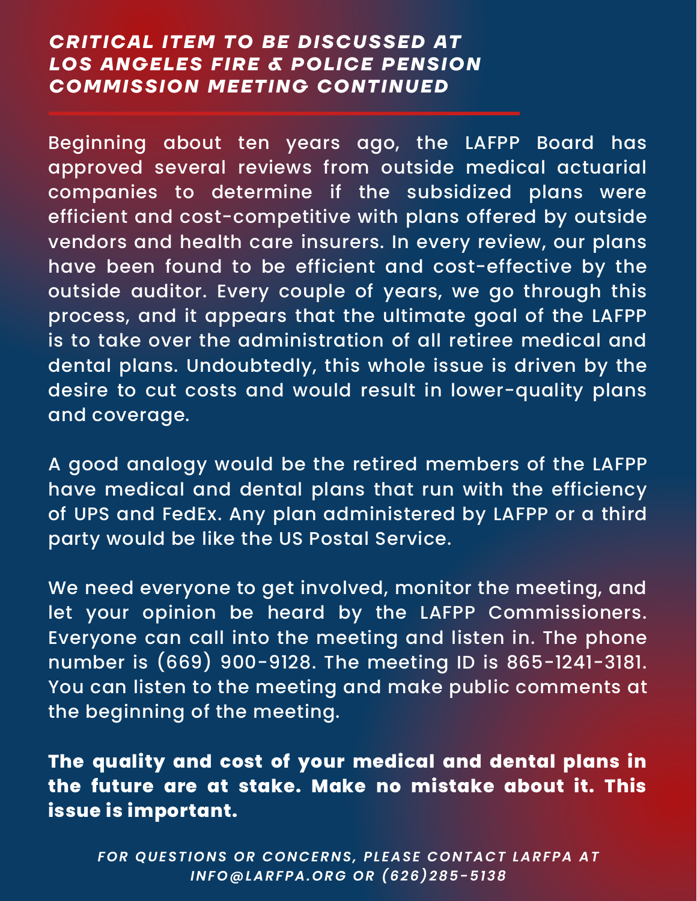## *CRITICAL ITEM TO BE DISCUSSED AT LOS ANGELES FIRE & POLICE PENSION COMMISSION MEETING CONTINUED*

Beginning about ten years ago, the LAFPP Board has approved several reviews from outside medical actuarial companies to determine if the subsidized plans were efficient and cost-competitive with plans offered by outside vendors and health care insurers. In every review, our plans have been found to be efficient and cost-effective by the outside auditor. Every couple of years, we go through this process, and it appears that the ultimate goal of the LAFPP is to take over the administration of all retiree medical and dental plans. Undoubtedly, this whole issue is driven by the desire to cut costs and would result in lower-quality plans and coverage.

A good analogy would be the retired members of the LAFPP have medical and dental plans that run with the efficiency of UPS and FedEx. Any plan administered by LAFPP or a third party would be like the US Postal Service.

We need everyone to get involved, monitor the meeting, and let your opinion be heard by the LAFPP Commissioners. Everyone can call into the meeting and listen in. The phone number is (669) 900-9128. The meeting ID is 865-1241-3181. You can listen to the meeting and make public comments at the beginning of the meeting.

**The quality and cost of your medical and dental plans in the future are at stake. Make no mistake about it. This issue is important.**

*FOR QUESTIONS OR CONCERNS, PLEASE CONTACT LARFPA AT INFO@LARFPA.ORG OR (626)285-5138*